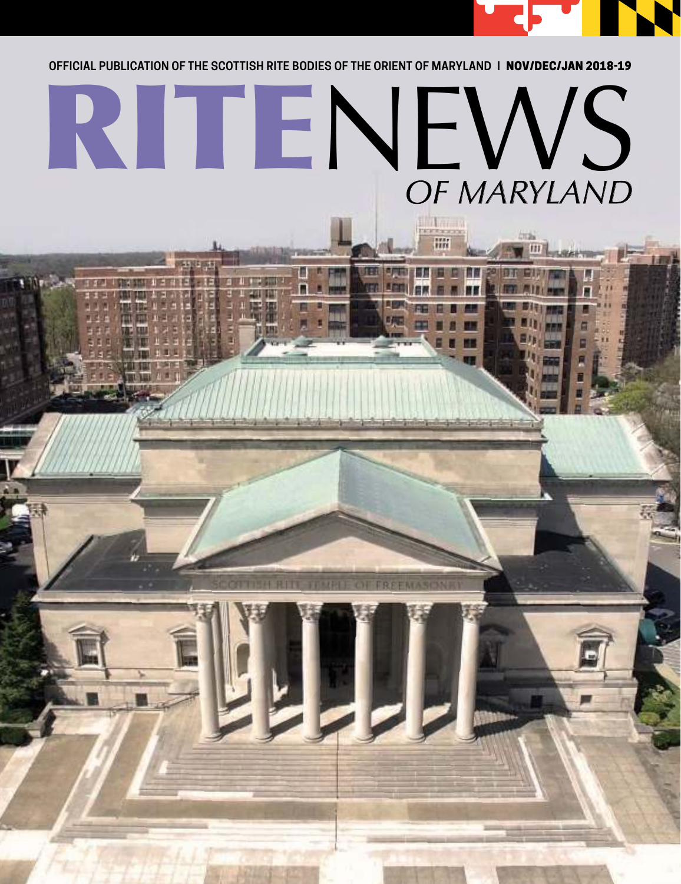OFFICIAL PUBLICATION OF THE SCOTTISH RITE BODIES OF THE ORIENT OF MARYLAND | **NOV/DEC/JAN 2018-19**

# RITENEWS *OF MARYLAND*

SCOTTISH RITE TEMPLE OF FREEMASONRY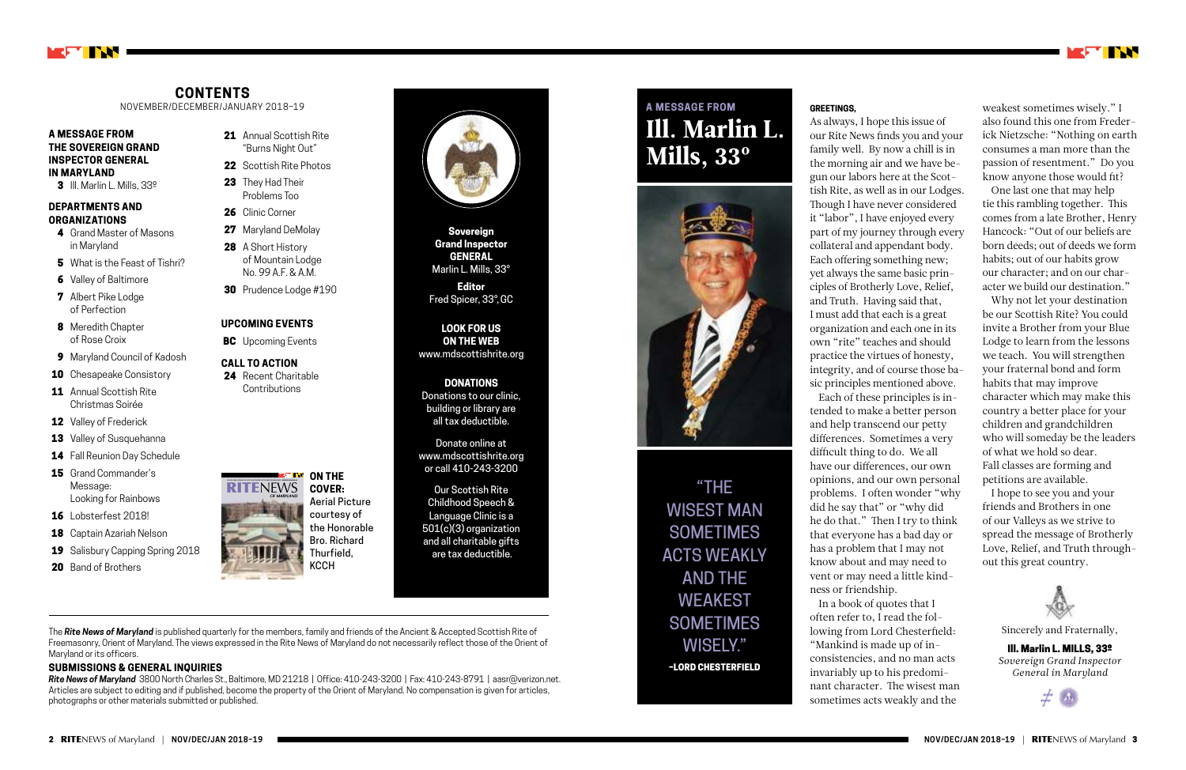## CONTENTS

NOVEMBER/DECEMBER/JANUARY 2018–19

**A MESSAGE FROM THE SOVEREIGN GRAND INSPECTOR GENERAL IN MARYLAND**

- **3** Ill. Marlin L. Mills, 33º

**DEPARTMENTS AND ORGANIZATIONS**

- **4** Grand Master of Masons in Maryland
- **5** What is the Feast of Tishri?
- **6** Valley of Baltimore
- **7** Albert Pike Lodge of Perfection
- **8** Meredith Chapter of Rose Croix
- **9** Maryland Council of Kadosh
- **10** Chesapeake Consistory
- **11** Annual Scottish Rite Christmas Soirée
- **12** Valley of Frederick
- **13** Valley of Susquehanna
- **14** Fall Reunion Day Schedule
- **15** Grand Commander's Message: Looking for Rainbows
- **16** Lobsterfest 2018!
- **18** Captain Azariah Nelson
- **19** Salisbury Capping Spring 2018
- **20** Band of Brothers
- **21** Annual Scottish Rite "Burns Night Out"
- **22** Scottish Rite Photos
- **23** They Had Their Problems Too
- **26** Clinic Corner
- **27** Maryland DeMolay
- **28** A Short History of Mountain Lodge No. 99 A.F. & A.M.
- **30** Prudence Lodge #190

**UPCOMING EVENTS**

- **BC** Upcoming Events

**CALL TO ACTION**

- **24** Recent Charitable Contributions

**ON THE COVER:** Aerial Picture courtesy of the Honorable Bro. Richard Thurfield, KCCH

**Sovereign Grand Inspector GENERAL**
Marlin L. Mills, 33°

**Editor**
Fred Spicer, 33°, GC

**LOOK FOR US ON THE WEB**
www.mdscottishrite.org

**DONATIONS**
Donations to our clinic, building or library are all tax deductible.

Donate online at www.mdscottishrite.org or call 410-243-3200

Our Scottish Rite Childhood Speech & Language Clinic is a 501(c)(3) organization and all charitable gifts are tax deductible.

The ***Rite News of Maryland*** is published quarterly for the members, family and friends of the Ancient & Accepted Scottish Rite of Freemasonry, Orient of Maryland. The views expressed in the Rite News of Maryland do not necessarily reflect those of the Orient of Maryland or its officers.

**SUBMISSIONS & GENERAL INQUIRIES**

***Rite News of Maryland*** 3800 North Charles St., Baltimore, MD 21218 | Office: 410-243-3200 | Fax: 410-243-8791 | aasr@verizon.net. Articles are subject to editing and if published, become the property of the Orient of Maryland. No compensation is given for articles, photographs or other materials submitted or published.

---

**A MESSAGE FROM**

# Ill. Marlin L. Mills, 33º

> "THE WISEST MAN SOMETIMES ACTS WEAKLY AND THE WEAKEST SOMETIMES WISELY."
>
> **-LORD CHESTERFIELD**

**GREETINGS,**

As always, I hope this issue of our Rite News finds you and your family well. By now a chill is in the morning air and we have begun our labors here at the Scottish Rite, as well as in our Lodges. Though I have never considered it "labor", I have enjoyed every part of my journey through every collateral and appendant body. Each offering something new; yet always the same basic principles of Brotherly Love, Relief, and Truth. Having said that, I must add that each is a great organization and each one in its own "rite" teaches and should practice the virtues of honesty, integrity, and of course those basic principles mentioned above.

Each of these principles is intended to make a better person and help transcend our petty differences. Sometimes a very difficult thing to do. We all have our differences, our own opinions, and our own personal problems. I often wonder "why did he say that" or "why did he do that." Then I try to think that everyone has a bad day or has a problem that I may not know about and may need to vent or may need a little kindness or friendship.

In a book of quotes that I often refer to, I read the following from Lord Chesterfield: "Mankind is made up of inconsistencies, and no man acts invariably up to his predominant character. The wisest man sometimes acts weakly and the weakest sometimes wisely." I also found this one from Frederick Nietzsche: "Nothing on earth consumes a man more than the passion of resentment." Do you know anyone those would fit?

One last one that may help tie this rambling together. This comes from a late Brother, Henry Hancock: "Out of our beliefs are born deeds; out of deeds we form habits; out of our habits grow our character; and on our character we build our destination."

Why not let your destination be our Scottish Rite? You could invite a Brother from your Blue Lodge to learn from the lessons we teach. You will strengthen your fraternal bond and form habits that may improve character which may make this country a better place for your children and grandchildren who will someday be the leaders of what we hold so dear. Fall classes are forming and petitions are available.

I hope to see you and your friends and Brothers in one of our Valleys as we strive to spread the message of Brotherly Love, Relief, and Truth throughout this great country.

Sincerely and Fraternally,

**Ill. Marlin L. MILLS, 33º**
*Sovereign Grand Inspector General in Maryland*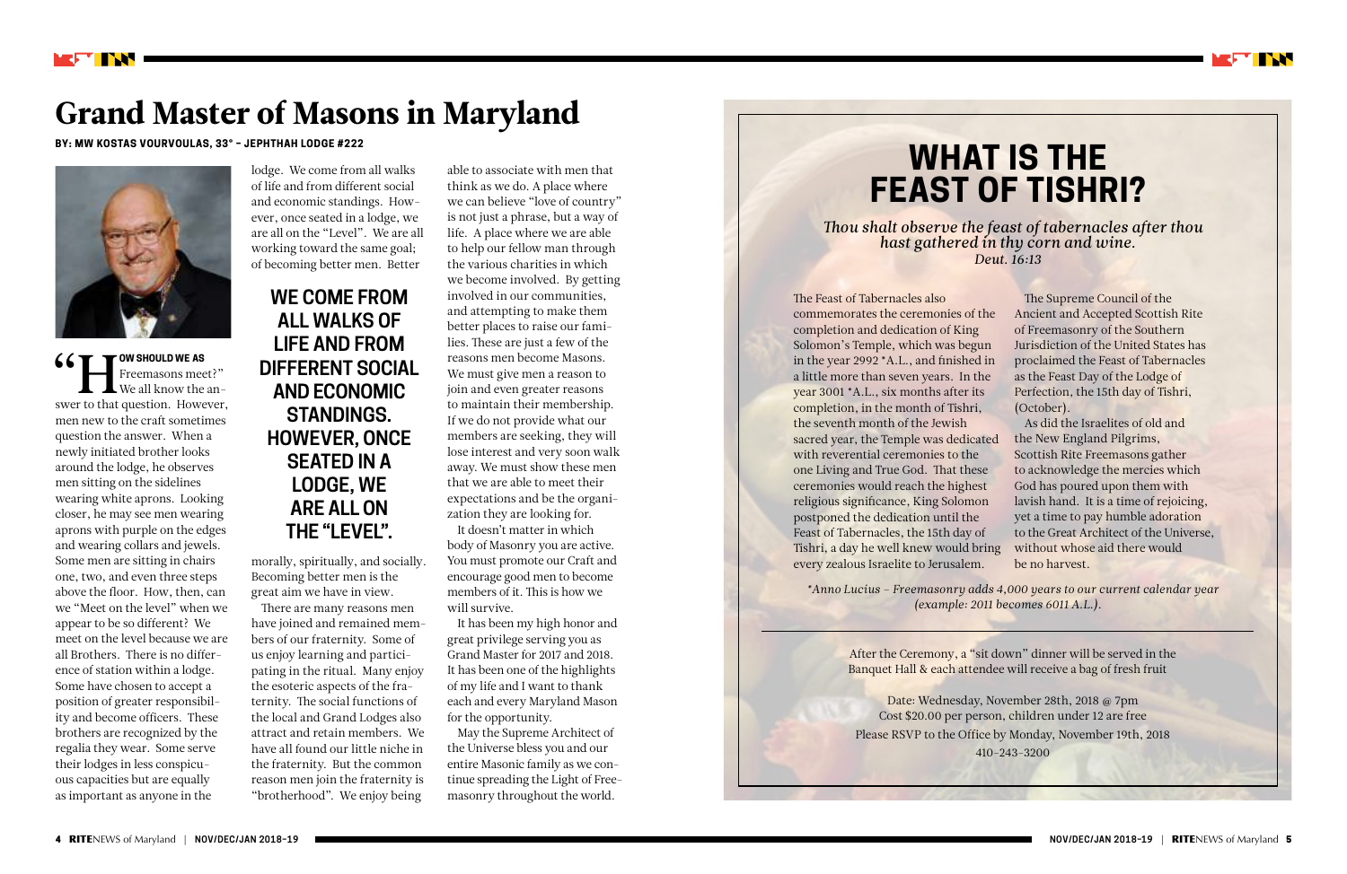# Grand Master of Masons in Maryland

**BY: MW KOSTAS VOURVOULAS, 33° – JEPHTHAH LODGE #222**

"HOW SHOULD WE AS Freemasons meet?" We all know the answer to that question. However, men new to the craft sometimes question the answer. When a newly initiated brother looks around the lodge, he observes men sitting on the sidelines wearing white aprons. Looking closer, he may see men wearing aprons with purple on the edges and wearing collars and jewels. Some men are sitting in chairs one, two, and even three steps above the floor. How, then, can we "Meet on the level" when we appear to be so different? We meet on the level because we are all Brothers. There is no difference of station within a lodge. Some have chosen to accept a position of greater responsibility and become officers. These brothers are recognized by the regalia they wear. Some serve their lodges in less conspicuous capacities but are equally as important as anyone in the lodge. We come from all walks of life and from different social and economic standings. However, once seated in a lodge, we are all on the "Level". We are all working toward the same goal; of becoming better men. Better morally, spiritually, and socially. Becoming better men is the great aim we have in view.

**WE COME FROM ALL WALKS OF LIFE AND FROM DIFFERENT SOCIAL AND ECONOMIC STANDINGS. HOWEVER, ONCE SEATED IN A LODGE, WE ARE ALL ON THE "LEVEL".**

There are many reasons men have joined and remained members of our fraternity. Some of us enjoy learning and participating in the ritual. Many enjoy the esoteric aspects of the fraternity. The social functions of the local and Grand Lodges also attract and retain members. We have all found our little niche in the fraternity. But the common reason men join the fraternity is "brotherhood". We enjoy being able to associate with men that think as we do. A place where we can believe "love of country" is not just a phrase, but a way of life. A place where we are able to help our fellow man through the various charities in which we become involved. By getting involved in our communities, and attempting to make them better places to raise our families. These are just a few of the reasons men become Masons. We must give men a reason to join and even greater reasons to maintain their membership. If we do not provide what our members are seeking, they will lose interest and very soon walk away. We must show these men that we are able to meet their expectations and be the organization they are looking for.

It doesn't matter in which body of Masonry you are active. You must promote our Craft and encourage good men to become members of it. This is how we will survive.

It has been my high honor and great privilege serving you as Grand Master for 2017 and 2018. It has been one of the highlights of my life and I want to thank each and every Maryland Mason for the opportunity.

May the Supreme Architect of the Universe bless you and our entire Masonic family as we continue spreading the Light of Freemasonry throughout the world.

# WHAT IS THE FEAST OF TISHRI?

*Thou shalt observe the feast of tabernacles after thou hast gathered in thy corn and wine.*
*Deut. 16:13*

The Feast of Tabernacles also commemorates the ceremonies of the completion and dedication of King Solomon's Temple, which was begun in the year 2992 *A.L., and finished in a little more than seven years. In the year 3001 *A.L., six months after its completion, in the month of Tishri, the seventh month of the Jewish sacred year, the Temple was dedicated with reverential ceremonies to the one Living and True God. That these ceremonies would reach the highest religious significance, King Solomon postponed the dedication until the Feast of Tabernacles, the 15th day of Tishri, a day he well knew would bring every zealous Israelite to Jerusalem.

The Supreme Council of the Ancient and Accepted Scottish Rite of Freemasonry of the Southern Jurisdiction of the United States has proclaimed the Feast of Tabernacles as the Feast Day of the Lodge of Perfection, the 15th day of Tishri, (October).

As did the Israelites of old and the New England Pilgrims, Scottish Rite Freemasons gather to acknowledge the mercies which God has poured upon them with lavish hand. It is a time of rejoicing, yet a time to pay humble adoration to the Great Architect of the Universe, without whose aid there would be no harvest.

*\*Anno Lucius – Freemasonry adds 4,000 years to our current calendar year (example: 2011 becomes 6011 A.L.).*

---

After the Ceremony, a "sit down" dinner will be served in the Banquet Hall & each attendee will receive a bag of fresh fruit

Date: Wednesday, November 28th, 2018 @ 7pm
Cost $20.00 per person, children under 12 are free
Please RSVP to the Office by Monday, November 19th, 2018
410-243-3200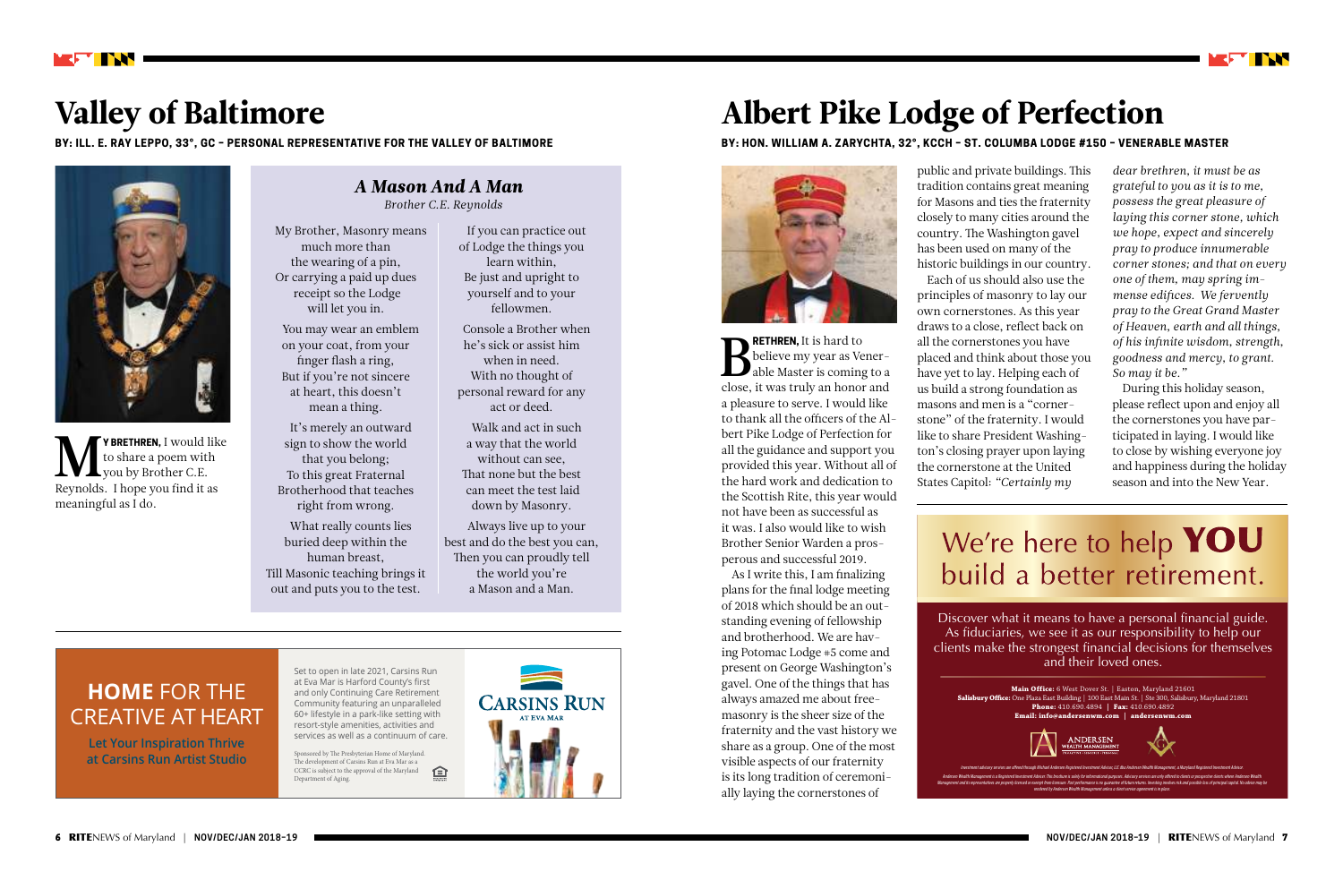# Valley of Baltimore

**BY: ILL. E. RAY LEPPO, 33°, GC – PERSONAL REPRESENTATIVE FOR THE VALLEY OF BALTIMORE**

**MY BRETHREN,** I would like to share a poem with you by Brother C.E. Reynolds. I hope you find it as meaningful as I do.

### *A Mason And A Man*

*Brother C.E. Reynolds*

My Brother, Masonry means
much more than
the wearing of a pin,
Or carrying a paid up dues
receipt so the Lodge
will let you in.

You may wear an emblem
on your coat, from your
finger flash a ring,
But if you're not sincere
at heart, this doesn't
mean a thing.

It's merely an outward
sign to show the world
that you belong;
To this great Fraternal
Brotherhood that teaches
right from wrong.

What really counts lies
buried deep within the
human breast,
Till Masonic teaching brings it
out and puts you to the test.

If you can practice out
of Lodge the things you
learn within,
Be just and upright to
yourself and to your
fellowmen.

Console a Brother when
he's sick or assist him
when in need.
With no thought of
personal reward for any
act or deed.

Walk and act in such
a way that the world
without can see,
That none but the best
can meet the test laid
down by Masonry.

Always live up to your
best and do the best you can,
Then you can proudly tell
the world you're
a Mason and a Man.

**HOME** FOR THE CREATIVE AT HEART

Let Your Inspiration Thrive at Carsins Run Artist Studio

Set to open in late 2021, Carsins Run at Eva Mar is Harford County's first and only Continuing Care Retirement Community featuring an unparalleled 60+ lifestyle in a park-like setting with resort-style amenities, activities and services as well as a continuum of care.

Sponsored by The Presbyterian Home of Maryland. The development of Carsins Run at Eva Mar as a CCRC is subject to the approval of the Maryland Department of Aging.

CARSINS RUN AT EVA MAR

# Albert Pike Lodge of Perfection

**BY: HON. WILLIAM A. ZARYCHTA, 32°, KCCH – ST. COLUMBA LODGE #150 – VENERABLE MASTER**

**BRETHREN,** It is hard to believe my year as Venerable Master is coming to a close, it was truly an honor and a pleasure to serve. I would like to thank all the officers of the Albert Pike Lodge of Perfection for all the guidance and support you provided this year. Without all of the hard work and dedication to the Scottish Rite, this year would not have been as successful as it was. I also would like to wish Brother Senior Warden a prosperous and successful 2019.

As I write this, I am finalizing plans for the final lodge meeting of 2018 which should be an outstanding evening of fellowship and brotherhood. We are having Potomac Lodge #5 come and present on George Washington's gavel. One of the things that has always amazed me about freemasonry is the sheer size of the fraternity and the vast history we share as a group. One of the most visible aspects of our fraternity is its long tradition of ceremonially laying the cornerstones of public and private buildings. This tradition contains great meaning for Masons and ties the fraternity closely to many cities around the country. The Washington gavel has been used on many of the historic buildings in our country.

Each of us should also use the principles of masonry to lay our own cornerstones. As this year draws to a close, reflect back on all the cornerstones you have placed and think about those you have yet to lay. Helping each of us build a strong foundation as masons and men is a "cornerstone" of the fraternity. I would like to share President Washington's closing prayer upon laying the cornerstone at the United States Capitol: *"Certainly my dear brethren, it must be as grateful to you as it is to me, possess the great pleasure of laying this corner stone, which we hope, expect and sincerely pray to produce innumerable corner stones; and that on every one of them, may spring immense edifices. We fervently pray to the Great Grand Master of Heaven, earth and all things, of his infinite wisdom, strength, goodness and mercy, to grant. So may it be."*

During this holiday season, please reflect upon and enjoy all the cornerstones you have participated in laying. I would like to close by wishing everyone joy and happiness during the holiday season and into the New Year.

We're here to help **YOU** build a better retirement.

Discover what it means to have a personal financial guide. As fiduciaries, we see it as our responsibility to help our clients make the strongest financial decisions for themselves and their loved ones.

**Main Office:** 6 West Dover St. | Easton, Maryland 21601
**Salisbury Office:** One Plaza East Building | 100 East Main St. | Ste 300, Salisbury, Maryland 21801
**Phone:** 410.690.4894 | **Fax:** 410.690.4892
**Email:** info@andersenwm.com | andersenwm.com

ANDERSEN WEALTH MANAGEMENT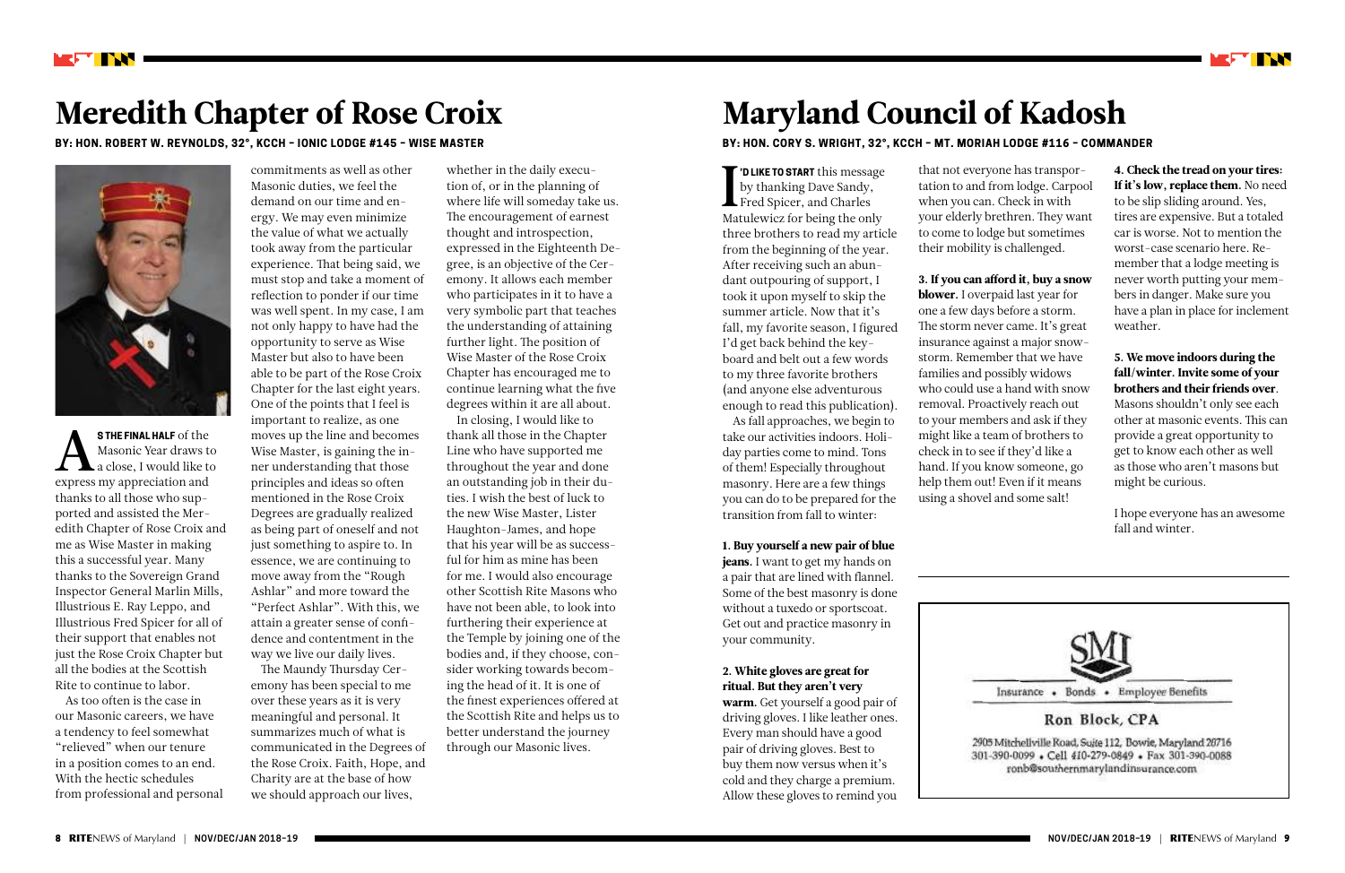# Meredith Chapter of Rose Croix

**BY: HON. ROBERT W. REYNOLDS, 32°, KCCH – IONIC LODGE #145 – WISE MASTER**

As the final half of the Masonic Year draws to a close, I would like to express my appreciation and thanks to all those who supported and assisted the Meredith Chapter of Rose Croix and me as Wise Master in making this a successful year. Many thanks to the Sovereign Grand Inspector General Marlin Mills, Illustrious E. Ray Leppo, and Illustrious Fred Spicer for all of their support that enables not just the Rose Croix Chapter but all the bodies at the Scottish Rite to continue to labor.

As too often is the case in our Masonic careers, we have a tendency to feel somewhat "relieved" when our tenure in a position comes to an end. With the hectic schedules from professional and personal commitments as well as other Masonic duties, we feel the demand on our time and energy. We may even minimize the value of what we actually took away from the particular experience. That being said, we must stop and take a moment of reflection to ponder if our time was well spent. In my case, I am not only happy to have had the opportunity to serve as Wise Master but also to have been able to be part of the Rose Croix Chapter for the last eight years. One of the points that I feel is important to realize, as one moves up the line and becomes Wise Master, is gaining the inner understanding that those principles and ideas so often mentioned in the Rose Croix Degrees are gradually realized as being part of oneself and not just something to aspire to. In essence, we are continuing to move away from the "Rough Ashlar" and more toward the "Perfect Ashlar". With this, we attain a greater sense of confidence and contentment in the way we live our daily lives.

The Maundy Thursday Ceremony has been special to me over these years as it is very meaningful and personal. It summarizes much of what is communicated in the Degrees of the Rose Croix. Faith, Hope, and Charity are at the base of how we should approach our lives, whether in the daily execution of, or in the planning of where life will someday take us. The encouragement of earnest thought and introspection, expressed in the Eighteenth Degree, is an objective of the Ceremony. It allows each member who participates in it to have a very symbolic part that teaches the understanding of attaining further light. The position of Wise Master of the Rose Croix Chapter has encouraged me to continue learning what the five degrees within it are all about.

In closing, I would like to thank all those in the Chapter Line who have supported me throughout the year and done an outstanding job in their duties. I wish the best of luck to the new Wise Master, Lister Haughton-James, and hope that his year will be as successful for him as mine has been for me. I would also encourage other Scottish Rite Masons who have not been able, to look into furthering their experience at the Temple by joining one of the bodies and, if they choose, consider working towards becoming the head of it. It is one of the finest experiences offered at the Scottish Rite and helps us to better understand the journey through our Masonic lives.

# Maryland Council of Kadosh

**BY: HON. CORY S. WRIGHT, 32°, KCCH – MT. MORIAH LODGE #116 – COMMANDER**

I'd like to start this message by thanking Dave Sandy, Fred Spicer, and Charles Matulewicz for being the only three brothers to read my article from the beginning of the year. After receiving such an abundant outpouring of support, I took it upon myself to skip the summer article. Now that it's fall, my favorite season, I figured I'd get back behind the keyboard and belt out a few words to my three favorite brothers (and anyone else adventurous enough to read this publication).

As fall approaches, we begin to take our activities indoors. Holiday parties come to mind. Tons of them! Especially throughout masonry. Here are a few things you can do to be prepared for the transition from fall to winter:

**1. Buy yourself a new pair of blue jeans.** I want to get my hands on a pair that are lined with flannel. Some of the best masonry is done without a tuxedo or sportscoat. Get out and practice masonry in your community.

**2. White gloves are great for ritual. But they aren't very warm.** Get yourself a good pair of driving gloves. I like leather ones. Every man should have a good pair of driving gloves. Best to buy them now versus when it's cold and they charge a premium. Allow these gloves to remind you that not everyone has transportation to and from lodge. Carpool when you can. Check in with your elderly brethren. They want to come to lodge but sometimes their mobility is challenged.

**3. If you can afford it, buy a snow blower.** I overpaid last year for one a few days before a storm. The storm never came. It's great insurance against a major snowstorm. Remember that we have families and possibly widows who could use a hand with snow removal. Proactively reach out to your members and ask if they might like a team of brothers to check in to see if they'd like a hand. If you know someone, go help them out! Even if it means using a shovel and some salt!

**4. Check the tread on your tires: If it's low, replace them.** No need to be slip sliding around. Yes, tires are expensive. But a totaled car is worse. Not to mention the worst-case scenario here. Remember that a lodge meeting is never worth putting your members in danger. Make sure you have a plan in place for inclement weather.

**5. We move indoors during the fall/winter. Invite some of your brothers and their friends over.** Masons shouldn't only see each other at masonic events. This can provide a great opportunity to get to know each other as well as those who aren't masons but might be curious.

I hope everyone has an awesome fall and winter.

---

SMI

Insurance • Bonds • Employee Benefits

**Ron Block, CPA**

2905 Mitchellville Road, Suite 112, Bowie, Maryland 20716
301-390-0099 • Cell 410-279-0849 • Fax 301-390-0088
ronb@southernmarylandinsurance.com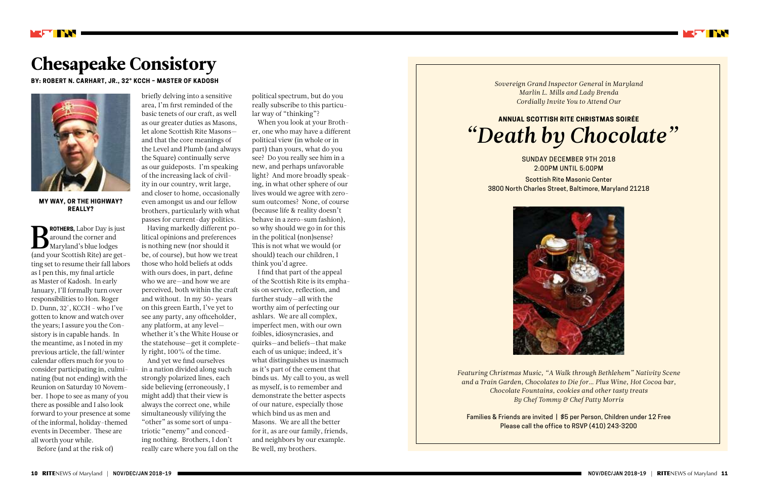# Chesapeake Consistory

**BY: ROBERT N. CARHART, JR., 32° KCCH – MASTER OF KADOSH**

**MY WAY, OR THE HIGHWAY? REALLY?**

**BROTHERS,** Labor Day is just around the corner and Maryland's blue lodges (and your Scottish Rite) are getting set to resume their fall labors as I pen this, my final article as Master of Kadosh. In early January, I'll formally turn over responsibilities to Hon. Roger D. Dunn, 32°, KCCH - who I've gotten to know and watch over the years; I assure you the Consistory is in capable hands. In the meantime, as I noted in my previous article, the fall/winter calendar offers much for you to consider participating in, culminating (but not ending) with the Reunion on Saturday 10 November. I hope to see as many of you there as possible and I also look forward to your presence at some of the informal, holiday-themed events in December. These are all worth your while.

Before (and at the risk of) briefly delving into a sensitive area, I'm first reminded of the basic tenets of our craft, as well as our greater duties as Masons, let alone Scottish Rite Masons—and that the core meanings of the Level and Plumb (and always the Square) continually serve as our guideposts. I'm speaking of the increasing lack of civility in our country, writ large, and closer to home, occasionally even amongst us and our fellow brothers, particularly with what passes for current-day politics.

Having markedly different political opinions and preferences is nothing new (nor should it be, of course), but how we treat those who hold beliefs at odds with ours does, in part, define who we are—and how we are perceived, both within the craft and without. In my 50+ years on this green Earth, I've yet to see any party, any officeholder, any platform, at any level—whether it's the White House or the statehouse—get it completely right, 100% of the time.

And yet we find ourselves in a nation divided along such strongly polarized lines, each side believing (erroneously, I might add) that their view is always the correct one, while simultaneously vilifying the "other" as some sort of unpatriotic "enemy" and conceding nothing. Brothers, I don't really care where you fall on the political spectrum, but do you really subscribe to this particular way of "thinking"?

When you look at your Brother, one who may have a different political view (in whole or in part) than yours, what do you see? Do you really see him in a new, and perhaps unfavorable light? And more broadly speaking, in what other sphere of our lives would we agree with zero-sum outcomes? None, of course (because life & reality doesn't behave in a zero-sum fashion), so why should we go in for this in the political (non)sense? This is not what we would (or should) teach our children, I think you'd agree.

I find that part of the appeal of the Scottish Rite is its emphasis on service, reflection, and further study—all with the worthy aim of perfecting our ashlars. We are all complex, imperfect men, with our own foibles, idiosyncrasies, and quirks—and beliefs—that make each of us unique; indeed, it's what distinguishes us inasmuch as it's part of the cement that binds us. My call to you, as well as myself, is to remember and demonstrate the better aspects of our nature, especially those which bind us as men and Masons. We are all the better for it, as are our family, friends, and neighbors by our example. Be well, my brothers.

---

*Sovereign Grand Inspector General in Maryland*
*Marlin L. Mills and Lady Brenda*
*Cordially Invite You to Attend Our*

**ANNUAL SCOTTISH RITE CHRISTMAS SOIRÉE**

## *"Death by Chocolate"*

SUNDAY DECEMBER 9TH 2018
2:00PM UNTIL 5:00PM

Scottish Rite Masonic Center
3800 North Charles Street, Baltimore, Maryland 21218

*Featuring Christmas Music, "A Walk through Bethlehem" Nativity Scene and a Train Garden, Chocolates to Die for… Plus Wine, Hot Cocoa bar, Chocolate Fountains, cookies and other tasty treats By Chef Tommy & Chef Patty Morris*

Families & Friends are invited | $5 per Person, Children under 12 Free
Please call the office to RSVP (410) 243-3200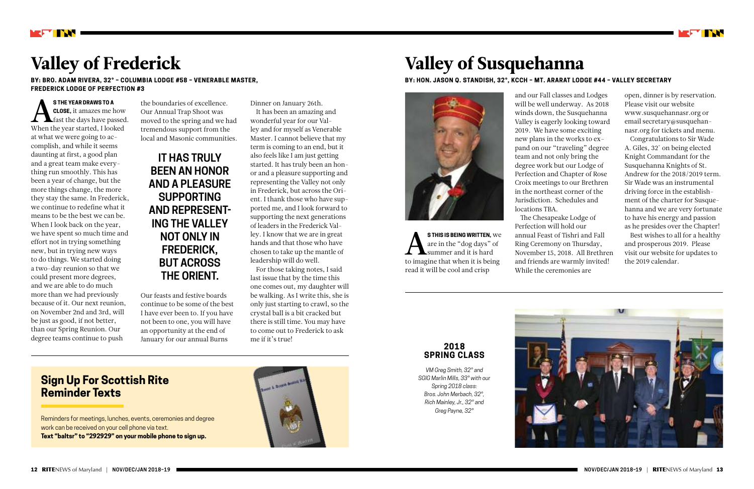# Valley of Frederick

**BY: BRO. ADAM RIVERA, 32° – COLUMBIA LODGE #58 – VENERABLE MASTER, FREDERICK LODGE OF PERFECTION #3**

**AS THE YEAR DRAWS TO A CLOSE,** it amazes me how fast the days have passed. When the year started, I looked at what we were going to accomplish, and while it seems daunting at first, a good plan and a great team make everything run smoothly. This has been a year of change, but the more things change, the more they stay the same. In Frederick, we continue to redefine what it means to be the best we can be. When I look back on the year, we have spent so much time and effort not in trying something new, but in trying new ways to do things. We started doing a two-day reunion so that we could present more degrees, and we are able to do much more than we had previously because of it. Our next reunion, on November 2nd and 3rd, will be just as good, if not better, than our Spring Reunion. Our degree teams continue to push the boundaries of excellence. Our Annual Trap Shoot was moved to the spring and we had tremendous support from the local and Masonic communities.

**IT HAS TRULY BEEN AN HONOR AND A PLEASURE SUPPORTING AND REPRESENTING THE VALLEY NOT ONLY IN FREDERICK, BUT ACROSS THE ORIENT.**

Our feasts and festive boards continue to be some of the best I have ever been to. If you have not been to one, you will have an opportunity at the end of January for our annual Burns Dinner on January 26th.

It has been an amazing and wonderful year for our Valley and for myself as Venerable Master. I cannot believe that my term is coming to an end, but it also feels like I am just getting started. It has truly been an honor and a pleasure supporting and representing the Valley not only in Frederick, but across the Orient. I thank those who have supported me, and I look forward to supporting the next generations of leaders in the Frederick Valley. I know that we are in great hands and that those who have chosen to take up the mantle of leadership will do well.

For those taking notes, I said last issue that by the time this one comes out, my daughter will be walking. As I write this, she is only just starting to crawl, so the crystal ball is a bit cracked but there is still time. You may have to come out to Frederick to ask me if it's true!

## Sign Up For Scottish Rite Reminder Texts

Reminders for meetings, lunches, events, ceremonies and degree work can be received on your cell phone via text.
**Text "baltsr" to "292929" on your mobile phone to sign up.**

# Valley of Susquehanna

**BY: HON. JASON Q. STANDISH, 32°, KCCH – MT. ARARAT LODGE #44 – VALLEY SECRETARY**

**AS THIS IS BEING WRITTEN,** we are in the "dog days" of summer and it is hard to imagine that when it is being read it will be cool and crisp and our Fall classes and Lodges will be well underway. As 2018 winds down, the Susquehanna Valley is eagerly looking toward 2019. We have some exciting new plans in the works to expand on our "traveling" degree team and not only bring the degree work but our Lodge of Perfection and Chapter of Rose Croix meetings to our Brethren in the northeast corner of the Jurisdiction. Schedules and locations TBA.

The Chesapeake Lodge of Perfection will hold our annual Feast of Tishri and Fall Ring Ceremony on Thursday, November 15, 2018. All Brethren and friends are warmly invited! While the ceremonies are open, dinner is by reservation. Please visit our website www.susquehannasr.org or email secretary@susquehannasr.org for tickets and menu.

Congratulations to Sir Wade A. Giles, 32° on being elected Knight Commandant for the Susquehanna Knights of St. Andrew for the 2018/2019 term. Sir Wade was an instrumental driving force in the establishment of the charter for Susquehanna and we are very fortunate to have his energy and passion as he presides over the Chapter!

Best wishes to all for a healthy and prosperous 2019. Please visit our website for updates to the 2019 calendar.

**2018 SPRING CLASS**

*VM Greg Smith, 32° and SGIG Marlin Mills, 33° with our Spring 2018 class: Bros. John Merbach, 32°, Rich Mainley, Jr., 32° and Greg Payne, 32°*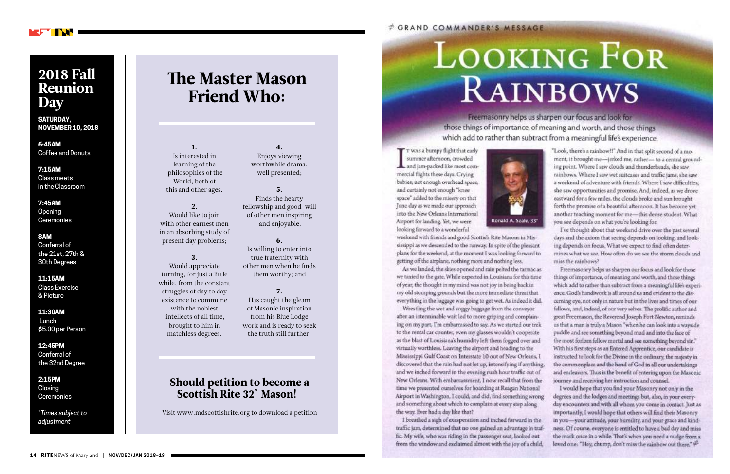## 2018 Fall Reunion Day

**SATURDAY, NOVEMBER 10, 2018**

**6:45AM**
Coffee and Donuts

**7:15AM**
Class meets in the Classroom

**7:45AM**
Opening Ceremonies

**8AM**
Conferral of the 21st, 27th & 30th Degrees

**11:15AM**
Class Exercise & Picture

**11:30AM**
Lunch
$5.00 per Person

**12:45PM**
Conferral of the 32nd Degree

**2:15PM**
Closing Ceremonies

*\*Times subject to adjustment*

## The Master Mason Friend Who:

**1.** Is interested in learning of the philosophies of the World, both of this and other ages.

**2.** Would like to join with other earnest men in an absorbing study of present day problems;

**3.** Would appreciate turning, for just a little while, from the constant struggles of day to day existence to commune with the noblest intellects of all time, brought to him in matchless degrees.

**4.** Enjoys viewing worthwhile drama, well presented;

**5.** Finds the hearty fellowship and good-will of other men inspiring and enjoyable.

**6.** Is willing to enter into true fraternity with other men when he finds them worthy; and

**7.** Has caught the gleam of Masonic inspiration from his Blue Lodge work and is ready to seek the truth still further;

### Should petition to become a Scottish Rite 32° Mason!

Visit www.mdscottishrite.org to download a petition

GRAND COMMANDER'S MESSAGE

# Looking For Rainbows

Freemasonry helps us sharpen our focus and look for those things of importance, of meaning and worth, and those things which add to rather than subtract from a meaningful life's experience.

Ronald A. Seale, 33°

It was a bumpy flight that early summer afternoon, crowded and jam-packed like most commercial flights these days. Crying babies, not enough overhead space, and certainly not enough "knee space" added to the misery on that June day as we made our approach into the New Orleans International Airport for landing. Yet, we were looking forward to a wonderful weekend with friends and good Scottish Rite Masons in Mississippi as we descended to the runway. In spite of the pleasant plans for the weekend, at the moment I was looking forward to getting off the airplane, nothing more and nothing less.

As we landed, the skies opened and rain pelted the tarmac as we taxied to the gate. While expected in Louisiana for this time of year, the thought in my mind was not joy in being back in my old stomping grounds but the more immediate threat that everything in the luggage was going to get wet. As indeed it did.

Wrestling the wet and soggy baggage from the conveyor after an interminable wait led to more griping and complaining on my part, I'm embarrassed to say. As we started our trek to the rental car counter, even my glasses wouldn't cooperate as the blast of Louisiana's humidity left them fogged over and virtually worthless. Leaving the airport and heading to the Mississippi Gulf Coast on Interstate 10 out of New Orleans, I discovered that the rain had not let up, intensifying if anything, and we inched forward in the evening rush hour traffic out of New Orleans. With embarrassment, I now recall that from the time we presented ourselves for boarding at Reagan National Airport in Washington, I could, and did, find something wrong and something about which to complain at every step along the way. Ever had a day like that?

I breathed a sigh of exasperation and inched forward in the traffic jam, determined that no one gained an advantage in traffic. My wife, who was riding in the passenger seat, looked out from the window and exclaimed almost with the joy of a child, "Look, there's a rainbow!!" And in that split second of a moment, it brought me—jerked me, rather— to a central grounding point. Where I saw clouds and thunderheads, she saw rainbows. Where I saw wet suitcases and traffic jams, she saw a weekend of adventure with friends. Where I saw difficulties, she saw opportunities and promise. And, indeed, as we drove eastward for a few miles, the clouds broke and sun brought forth the promise of a beautiful afternoon. It has become yet another teaching moment for me—this dense student. What you see depends on what you're looking for.

I've thought about that weekend drive over the past several days and the axiom that seeing depends on looking, and looking depends on focus. What we expect to find often determines what we see. How often do we see the storm clouds and miss the rainbows?

Freemasonry helps us sharpen our focus and look for those things of importance, of meaning and worth, and those things which add to rather than subtract from a meaningful life's experience. God's handiwork is all around us and evident to the discerning eye, not only in nature but in the lives and times of our fellows, and, indeed, of our very selves. The prolific author and great Freemason, the Reverend Joseph Fort Newton, reminds us that a man is truly a Mason "when he can look into a wayside puddle and see something beyond mud and into the face of the most forlorn fellow mortal and see something beyond sin." With his first steps as an Entered Apprentice, our candidate is instructed to look for the Divine in the ordinary, the majesty in the commonplace and the hand of God in all our undertakings and endeavors. Thus is the benefit of entering upon the Masonic journey and receiving her instruction and counsel.

I would hope that you find your Masonry not only in the degrees and the lodges and meetings but, also, in your everyday encounters and with all whom you come in contact. Just as importantly, I would hope that others will find their Masonry in you—your attitude, your humility, and your grace and kindness. Of course, everyone is entitled to have a bad day and miss the mark once in a while. That's when you need a nudge from a loved one: "Hey, chump, don't miss the rainbow out there."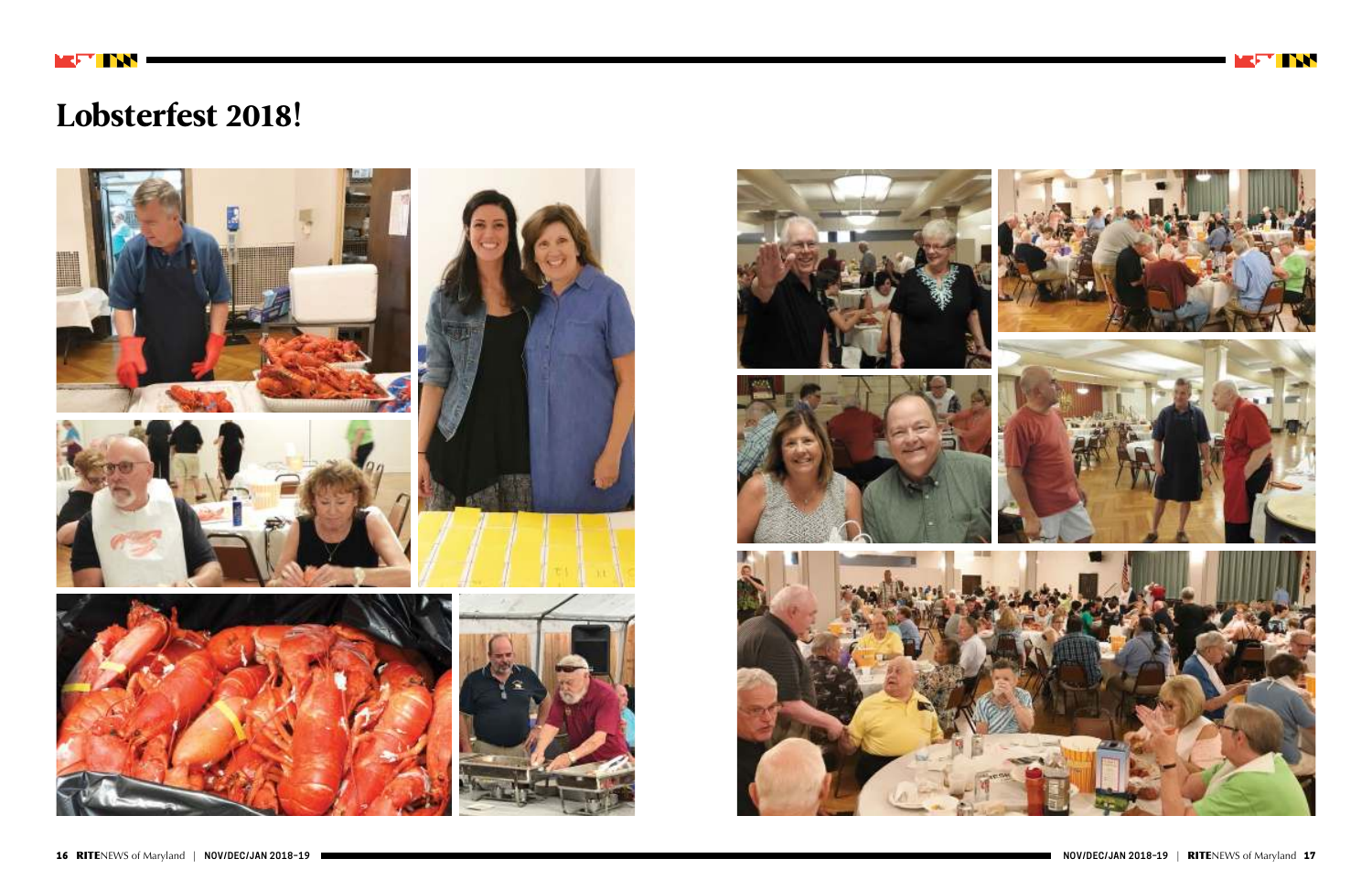# Lobsterfest 2018!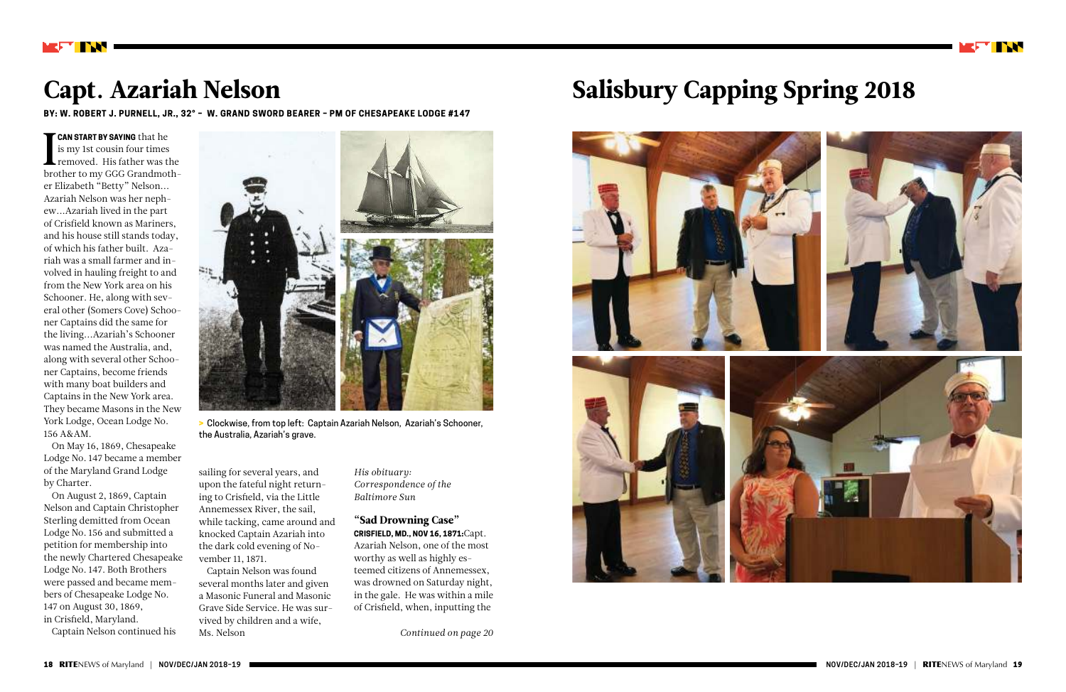# Capt. Azariah Nelson

**BY: W. ROBERT J. PURNELL, JR., 32° – W. GRAND SWORD BEARER – PM OF CHESAPEAKE LODGE #147**

**I CAN START BY SAYING** that he is my 1st cousin four times removed. His father was the brother to my GGG Grandmother Elizabeth "Betty" Nelson… Azariah Nelson was her nephew…Azariah lived in the part of Crisfield known as Mariners, and his house still stands today, of which his father built. Azariah was a small farmer and involved in hauling freight to and from the New York area on his Schooner. He, along with several other (Somers Cove) Schooner Captains did the same for the living…Azariah's Schooner was named the Australia, and, along with several other Schooner Captains, become friends with many boat builders and Captains in the New York area. They became Masons in the New York Lodge, Ocean Lodge No. 156 A&AM.

On May 16, 1869, Chesapeake Lodge No. 147 became a member of the Maryland Grand Lodge by Charter.

On August 2, 1869, Captain Nelson and Captain Christopher Sterling demitted from Ocean Lodge No. 156 and submitted a petition for membership into the newly Chartered Chesapeake Lodge No. 147. Both Brothers were passed and became members of Chesapeake Lodge No. 147 on August 30, 1869, in Crisfield, Maryland.

Captain Nelson continued his sailing for several years, and upon the fateful night returning to Crisfield, via the Little Annemessex River, the sail, while tacking, came around and knocked Captain Azariah into the dark cold evening of November 11, 1871.

Captain Nelson was found several months later and given a Masonic Funeral and Masonic Grave Side Service. He was survived by children and a wife, Ms. Nelson

> Clockwise, from top left: Captain Azariah Nelson, Azariah's Schooner, the Australia, Azariah's grave.

*His obituary: Correspondence of the Baltimore Sun*

### "Sad Drowning Case"

**CRISFIELD, MD., NOV 16, 1871:** Capt. Azariah Nelson, one of the most worthy as well as highly esteemed citizens of Annemessex, was drowned on Saturday night, in the gale. He was within a mile of Crisfield, when, inputting the

*Continued on page 20*

# Salisbury Capping Spring 2018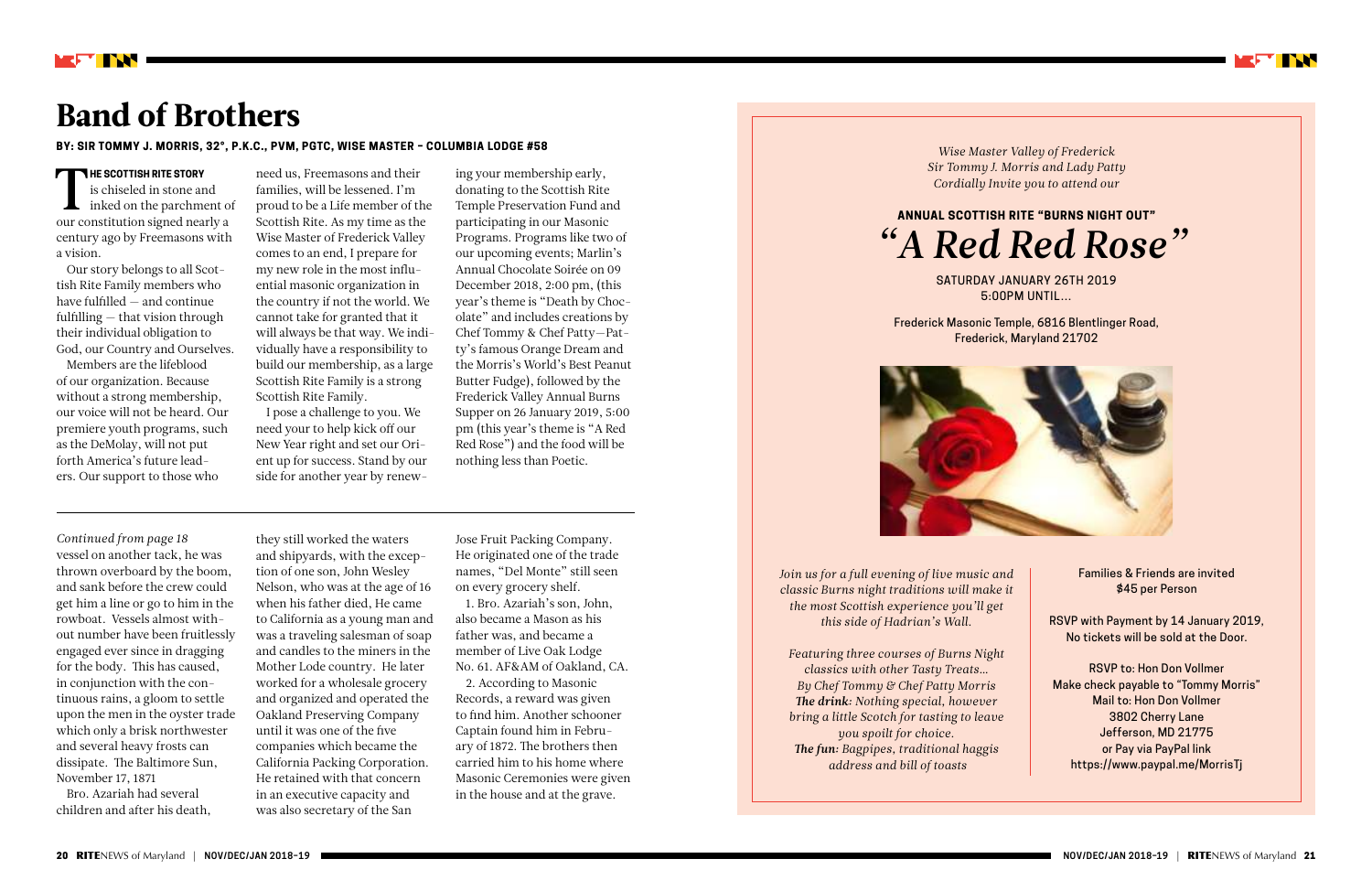# Band of Brothers

**BY: SIR TOMMY J. MORRIS, 32°, P.K.C., PVM, PGTC, WISE MASTER – COLUMBIA LODGE #58**

**THE SCOTTISH RITE STORY** is chiseled in stone and inked on the parchment of our constitution signed nearly a century ago by Freemasons with a vision.

Our story belongs to all Scottish Rite Family members who have fulfilled — and continue fulfilling — that vision through their individual obligation to God, our Country and Ourselves.

Members are the lifeblood of our organization. Because without a strong membership, our voice will not be heard. Our premiere youth programs, such as the DeMolay, will not put forth America's future leaders. Our support to those who need us, Freemasons and their families, will be lessened. I'm proud to be a Life member of the Scottish Rite. As my time as the Wise Master of Frederick Valley comes to an end, I prepare for my new role in the most influential masonic organization in the country if not the world. We cannot take for granted that it will always be that way. We individually have a responsibility to build our membership, as a large Scottish Rite Family is a strong Scottish Rite Family.

I pose a challenge to you. We need your to help kick off our New Year right and set our Orient up for success. Stand by our side for another year by renewing your membership early, donating to the Scottish Rite Temple Preservation Fund and participating in our Masonic Programs. Programs like two of our upcoming events; Marlin's Annual Chocolate Soirée on 09 December 2018, 2:00 pm, (this year's theme is "Death by Chocolate" and includes creations by Chef Tommy & Chef Patty—Patty's famous Orange Dream and the Morris's World's Best Peanut Butter Fudge), followed by the Frederick Valley Annual Burns Supper on 26 January 2019, 5:00 pm (this year's theme is "A Red Red Rose") and the food will be nothing less than Poetic.

---

*Continued from page 18*

vessel on another tack, he was thrown overboard by the boom, and sank before the crew could get him a line or go to him in the rowboat. Vessels almost without number have been fruitlessly engaged ever since in dragging for the body. This has caused, in conjunction with the continuous rains, a gloom to settle upon the men in the oyster trade which only a brisk northwester and several heavy frosts can dissipate. The Baltimore Sun, November 17, 1871

Bro. Azariah had several children and after his death, they still worked the waters and shipyards, with the exception of one son, John Wesley Nelson, who was at the age of 16 when his father died, He came to California as a young man and was a traveling salesman of soap and candles to the miners in the Mother Lode country. He later worked for a wholesale grocery and organized and operated the Oakland Preserving Company until it was one of the five companies which became the California Packing Corporation. He retained with that concern in an executive capacity and was also secretary of the San Jose Fruit Packing Company. He originated one of the trade names, "Del Monte" still seen on every grocery shelf.

1. Bro. Azariah's son, John, also became a Mason as his father was, and became a member of Live Oak Lodge No. 61. AF&AM of Oakland, CA.

2. According to Masonic Records, a reward was given to find him. Another schooner Captain found him in February of 1872. The brothers then carried him to his home where Masonic Ceremonies were given in the house and at the grave.

---

*Wise Master Valley of Frederick*
*Sir Tommy J. Morris and Lady Patty*
*Cordially Invite you to attend our*

**ANNUAL SCOTTISH RITE "BURNS NIGHT OUT"**

## *"A Red Red Rose"*

SATURDAY JANUARY 26TH 2019
5:00PM UNTIL...

Frederick Masonic Temple, 6816 Blentlinger Road, Frederick, Maryland 21702

*Join us for a full evening of live music and classic Burns night traditions will make it the most Scottish experience you'll get this side of Hadrian's Wall.*

*Featuring three courses of Burns Night classics with other Tasty Treats... By Chef Tommy & Chef Patty Morris*
***The drink:** Nothing special, however bring a little Scotch for tasting to leave you spoilt for choice.*
***The fun:** Bagpipes, traditional haggis address and bill of toasts*

Families & Friends are invited
$45 per Person

RSVP with Payment by 14 January 2019, No tickets will be sold at the Door.

RSVP to: Hon Don Vollmer
Make check payable to "Tommy Morris"
Mail to: Hon Don Vollmer
3802 Cherry Lane
Jefferson, MD 21775
or Pay via PayPal link
https://www.paypal.me/MorrisTj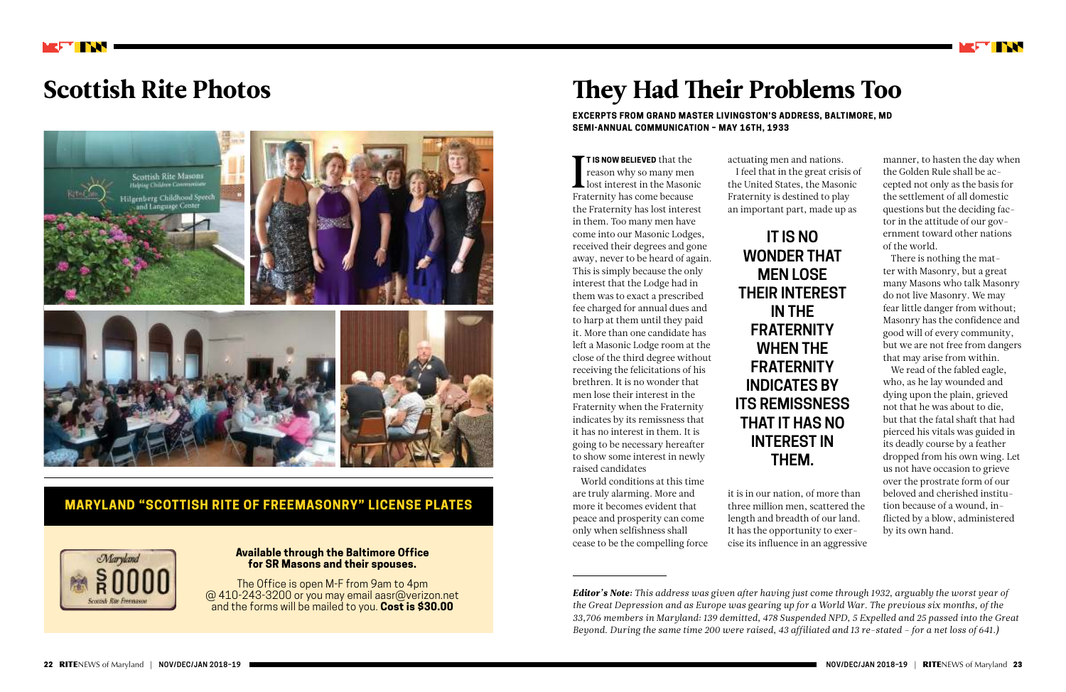# Scottish Rite Photos

## MARYLAND "SCOTTISH RITE OF FREEMASONRY" LICENSE PLATES

**Available through the Baltimore Office for SR Masons and their spouses.**

The Office is open M-F from 9am to 4pm @ 410-243-3200 or you may email aasr@verizon.net and the forms will be mailed to you. **Cost is $30.00**

# They Had Their Problems Too

**EXCERPTS FROM GRAND MASTER LIVINGSTON'S ADDRESS, BALTIMORE, MD SEMI-ANNUAL COMMUNICATION – MAY 16TH, 1933**

**IT IS NOW BELIEVED** that the reason why so many men lost interest in the Masonic Fraternity has come because the Fraternity has lost interest in them. Too many men have come into our Masonic Lodges, received their degrees and gone away, never to be heard of again. This is simply because the only interest that the Lodge had in them was to exact a prescribed fee charged for annual dues and to harp at them until they paid it. More than one candidate has left a Masonic Lodge room at the close of the third degree without receiving the felicitations of his brethren. It is no wonder that men lose their interest in the Fraternity when the Fraternity indicates by its remissness that it has no interest in them. It is going to be necessary hereafter to show some interest in newly raised candidates

World conditions at this time are truly alarming. More and more it becomes evident that peace and prosperity can come only when selfishness shall cease to be the compelling force actuating men and nations.

I feel that in the great crisis of the United States, the Masonic Fraternity is destined to play an important part, made up as it is in our nation, of more than three million men, scattered the length and breadth of our land. It has the opportunity to exercise its influence in an aggressive manner, to hasten the day when the Golden Rule shall be accepted not only as the basis for the settlement of all domestic questions but the deciding factor in the attitude of our government toward other nations of the world.

> **IT IS NO WONDER THAT MEN LOSE THEIR INTEREST IN THE FRATERNITY WHEN THE FRATERNITY INDICATES BY ITS REMISSNESS THAT IT HAS NO INTEREST IN THEM.**

There is nothing the matter with Masonry, but a great many Masons who talk Masonry do not live Masonry. We may fear little danger from without; Masonry has the confidence and good will of every community, but we are not free from dangers that may arise from within.

We read of the fabled eagle, who, as he lay wounded and dying upon the plain, grieved not that he was about to die, but that the fatal shaft that had pierced his vitals was guided in its deadly course by a feather dropped from his own wing. Let us not have occasion to grieve over the prostrate form of our beloved and cherished institution because of a wound, inflicted by a blow, administered by its own hand.

---

***Editor's Note:*** *This address was given after having just come through 1932, arguably the worst year of the Great Depression and as Europe was gearing up for a World War. The previous six months, of the 33,706 members in Maryland: 139 demitted, 478 Suspended NPD, 5 Expelled and 25 passed into the Great Beyond. During the same time 200 were raised, 43 affiliated and 13 re-stated – for a net loss of 641.)*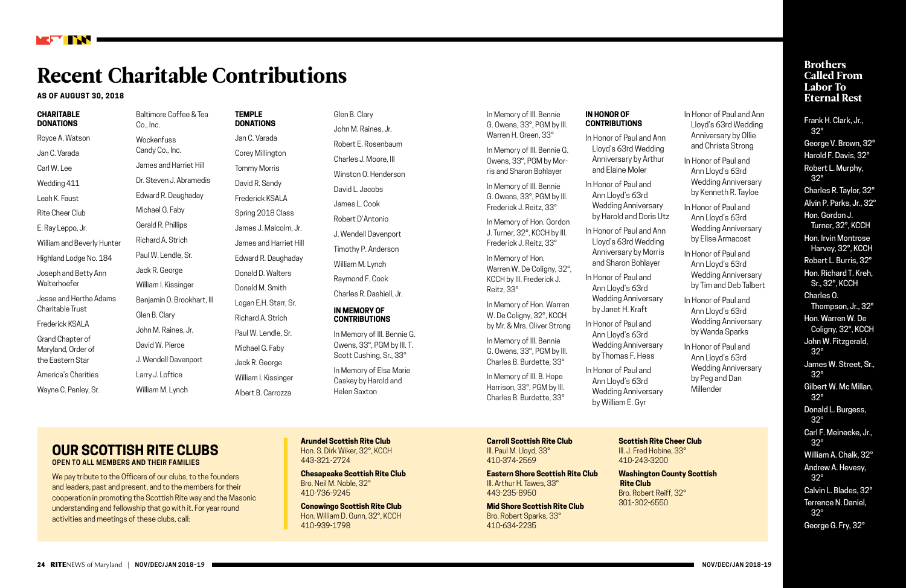# Recent Charitable Contributions

**AS OF AUGUST 30, 2018**

### CHARITABLE DONATIONS

Royce A. Watson
Jan C. Varada
Carl W. Lee
Wedding 411
Leah K. Faust
Rite Cheer Club
E. Ray Leppo, Jr.
William and Beverly Hunter
Highland Lodge No. 184
Joseph and Betty Ann Walterhoefer
Jesse and Hertha Adams Charitable Trust
Frederick KSALA
Grand Chapter of Maryland, Order of the Eastern Star
America's Charities
Wayne C. Penley, Sr.
Baltimore Coffee & Tea Co., Inc.
Wockenfuss Candy Co., Inc.
James and Harriet Hill
Dr. Steven J. Abramedis
Edward R. Daughaday
Michael G. Faby
Gerald R. Phillips
Richard A. Strich
Paul W. Lendle, Sr.
Jack R. George
William I. Kissinger
Benjamin O. Brookhart, III
Glen B. Clary
John M. Raines, Jr.
David W. Pierce
J. Wendell Davenport
Larry J. Loftice
William M. Lynch

### TEMPLE DONATIONS

Jan C. Varada
Corey Millington
Tommy Morris
David R. Sandy
Frederick KSALA
Spring 2018 Class
James J. Malcolm, Jr.
James and Harriet Hill
Edward R. Daughaday
Donald D. Walters
Donald M. Smith
Logan E.H. Starr, Sr.
Richard A. Strich
Paul W. Lendle, Sr.
Michael G. Faby
Jack R. George
William I. Kissinger
Albert B. Carrozza
Glen B. Clary
John M. Raines, Jr.
Robert E. Rosenbaum
Charles J. Moore, III
Winston O. Henderson
David L. Jacobs
James L. Cook
Robert D'Antonio
J. Wendell Davenport
Timothy P. Anderson
William M. Lynch
Raymond F. Cook
Charles R. Dashiell, Jr.

### IN MEMORY OF CONTRIBUTIONS

In Memory of Ill. Bennie G. Owens, 33°, PGM by Ill. T. Scott Cushing, Sr., 33°

In Memory of Elsa Marie Caskey by Harold and Helen Saxton

In Memory of Ill. Bennie G. Owens, 33°, PGM by Ill. Warren H. Green, 33°

In Memory of Ill. Bennie G. Owens, 33°, PGM by Morris and Sharon Bohlayer

In Memory of Ill. Bennie G. Owens, 33°, PGM by Ill. Frederick J. Reitz, 33°

In Memory of Hon. Gordon J. Turner, 32°, KCCH by Ill. Frederick J. Reitz, 33°

In Memory of Hon. Warren W. De Coligny, 32°, KCCH by Ill. Frederick J. Reitz, 33°

In Memory of Hon. Warren W. De Coligny, 32°, KCCH by Mr. & Mrs. Oliver Strong

In Memory of Ill. Bennie G. Owens, 33°, PGM by Ill. Charles B. Burdette, 33°

In Memory of Ill. B. Hope Harrison, 33°, PGM by Ill. Charles B. Burdette, 33°

### IN HONOR OF CONTRIBUTIONS

In Honor of Paul and Ann Lloyd's 63rd Wedding Anniversary by Arthur and Elaine Moler

In Honor of Paul and Ann Lloyd's 63rd Wedding Anniversary by Harold and Doris Utz

In Honor of Paul and Ann Lloyd's 63rd Wedding Anniversary by Morris and Sharon Bohlayer

In Honor of Paul and Ann Lloyd's 63rd Wedding Anniversary by Janet H. Kraft

In Honor of Paul and Ann Lloyd's 63rd Wedding Anniversary by Thomas F. Hess

In Honor of Paul and Ann Lloyd's 63rd Wedding Anniversary by William E. Gyr

In Honor of Paul and Ann Lloyd's 63rd Wedding Anniversary by Ollie and Christa Strong

In Honor of Paul and Ann Lloyd's 63rd Wedding Anniversary by Kenneth R. Tayloe

In Honor of Paul and Ann Lloyd's 63rd Wedding Anniversary by Elise Armacost

In Honor of Paul and Ann Lloyd's 63rd Wedding Anniversary by Tim and Deb Talbert

In Honor of Paul and Ann Lloyd's 63rd Wedding Anniversary by Wanda Sparks

In Honor of Paul and Ann Lloyd's 63rd Wedding Anniversary by Peg and Dan Millender

## OUR SCOTTISH RITE CLUBS

**OPEN TO ALL MEMBERS AND THEIR FAMILIES**

We pay tribute to the Officers of our clubs, to the founders and leaders, past and present, and to the members for their cooperation in promoting the Scottish Rite way and the Masonic understanding and fellowship that go with it. For year round activities and meetings of these clubs, call:

**Arundel Scottish Rite Club**
Hon. S. Dirk Wiker, 32°, KCCH
443-321-2724

**Chesapeake Scottish Rite Club**
Bro. Neil M. Noble, 32°
410-736-9245

**Conowingo Scottish Rite Club**
Hon. William D. Gunn, 32°, KCCH
410-939-1798

**Carroll Scottish Rite Club**
Ill. Paul M. Lloyd, 33°
410-374-2569

**Eastern Shore Scottish Rite Club**
Ill. Arthur H. Tawes, 33°
443-235-8950

**Mid Shore Scottish Rite Club**
Bro. Robert Sparks, 33°
410-634-2235

**Scottish Rite Cheer Club**
Ill. J. Fred Hobine, 33°
410-243-3200

**Washington County Scottish Rite Club**
Bro. Robert Reiff, 32°
301-302-6550

## Brothers Called From Labor To Eternal Rest

Frank H. Clark, Jr., 32°
George V. Brown, 32°
Harold F. Davis, 32°
Robert L. Murphy, 32°
Charles R. Taylor, 32°
Alvin P. Parks, Jr., 32°
Hon. Gordon J. Turner, 32°, KCCH
Hon. Irvin Montrose Harvey, 32°, KCCH
Robert L. Burris, 32°
Hon. Richard T. Kreh, Sr., 32°, KCCH
Charles O. Thompson, Jr., 32°
Hon. Warren W. De Coligny, 32°, KCCH
John W. Fitzgerald, 32°
James W. Street, Sr., 32°
Gilbert W. Mc Millan, 32°
Donald L. Burgess, 32°
Carl F. Meinecke, Jr., 32°
William A. Chalk, 32°
Andrew A. Hevesy, 32°
Calvin L. Blades, 32°
Terrence N. Daniel, 32°
George G. Fry, 32°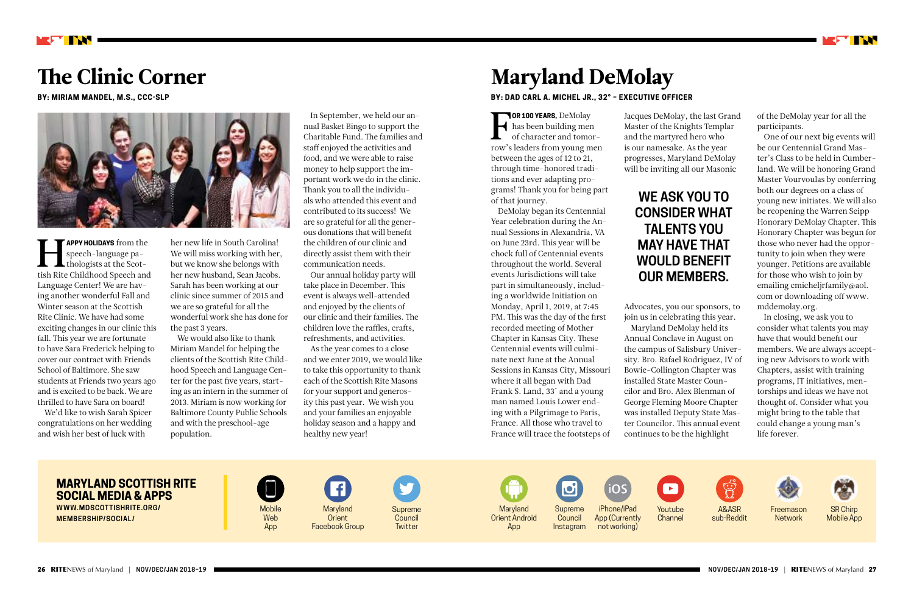# The Clinic Corner

**BY: MIRIAM MANDEL, M.S., CCC-SLP**

**HAPPY HOLIDAYS** from the speech-language pathologists at the Scottish Rite Childhood Speech and Language Center! We are having another wonderful Fall and Winter season at the Scottish Rite Clinic. We have had some exciting changes in our clinic this fall. This year we are fortunate to have Sara Frederick helping to cover our contract with Friends School of Baltimore. She saw students at Friends two years ago and is excited to be back. We are thrilled to have Sara on board!

We'd like to wish Sarah Spicer congratulations on her wedding and wish her best of luck with her new life in South Carolina! We will miss working with her, but we know she belongs with her new husband, Sean Jacobs. Sarah has been working at our clinic since summer of 2015 and we are so grateful for all the wonderful work she has done for the past 3 years.

We would also like to thank Miriam Mandel for helping the clients of the Scottish Rite Childhood Speech and Language Center for the past five years, starting as an intern in the summer of 2013. Miriam is now working for Baltimore County Public Schools and with the preschool-age population.

In September, we held our annual Basket Bingo to support the Charitable Fund. The families and staff enjoyed the activities and food, and we were able to raise money to help support the important work we do in the clinic. Thank you to all the individuals who attended this event and contributed to its success! We are so grateful for all the generous donations that will benefit the children of our clinic and directly assist them with their communication needs.

Our annual holiday party will take place in December. This event is always well-attended and enjoyed by the clients of our clinic and their families. The children love the raffles, crafts, refreshments, and activities.

As the year comes to a close and we enter 2019, we would like to take this opportunity to thank each of the Scottish Rite Masons for your support and generosity this past year. We wish you and your families an enjoyable holiday season and a happy and healthy new year!

# Maryland DeMolay

**BY: DAD CARL A. MICHEL JR., 32° – EXECUTIVE OFFICER**

**FOR 100 YEARS,** DeMolay has been building men of character and tomorrow's leaders from young men between the ages of 12 to 21, through time-honored traditions and ever adapting programs! Thank you for being part of that journey.

DeMolay began its Centennial Year celebration during the Annual Sessions in Alexandria, VA on June 23rd. This year will be chock full of Centennial events throughout the world. Several events Jurisdictions will take part in simultaneously, including a worldwide Initiation on Monday, April 1, 2019, at 7:45 PM. This was the day of the first recorded meeting of Mother Chapter in Kansas City. These Centennial events will culminate next June at the Annual Sessions in Kansas City, Missouri where it all began with Dad Frank S. Land, 33° and a young man named Louis Lower ending with a Pilgrimage to Paris, France. All those who travel to France will trace the footsteps of Jacques DeMolay, the last Grand Master of the Knights Templar and the martyred hero who is our namesake. As the year progresses, Maryland DeMolay will be inviting all our Masonic Advocates, you our sponsors, to join us in celebrating this year.

## WE ASK YOU TO CONSIDER WHAT TALENTS YOU MAY HAVE THAT WOULD BENEFIT OUR MEMBERS.

Maryland DeMolay held its Annual Conclave in August on the campus of Salisbury University. Bro. Rafael Rodriguez, IV of Bowie-Collington Chapter was installed State Master Councilor and Bro. Alex Blenman of George Fleming Moore Chapter was installed Deputy State Master Councilor. This annual event continues to be the highlight of the DeMolay year for all the participants.

One of our next big events will be our Centennial Grand Master's Class to be held in Cumberland. We will be honoring Grand Master Vourvoulas by conferring both our degrees on a class of young new initiates. We will also be reopening the Warren Seipp Honorary DeMolay Chapter. This Honorary Chapter was begun for those who never had the opportunity to join when they were younger. Petitions are available for those who wish to join by emailing cmicheljrfamily@aol.com or downloading off www.mddemolay.org.

In closing, we ask you to consider what talents you may have that would benefit our members. We are always accepting new Advisors to work with Chapters, assist with training programs, IT initiatives, mentorships and ideas we have not thought of. Consider what you might bring to the table that could change a young man's life forever.

**MARYLAND SCOTTISH RITE SOCIAL MEDIA & APPS**
**WWW.MDSCOTTISHRITE.ORG/MEMBERSHIP/SOCIAL/**

- Mobile Web App
- Maryland Orient Facebook Group
- Supreme Council Twitter
- Maryland Orient Android App
- Supreme Council Instagram
- iPhone/iPad App (Currently not working)
- Youtube Channel
- A&ASR sub-Reddit
- Freemason Network
- SR Chirp Mobile App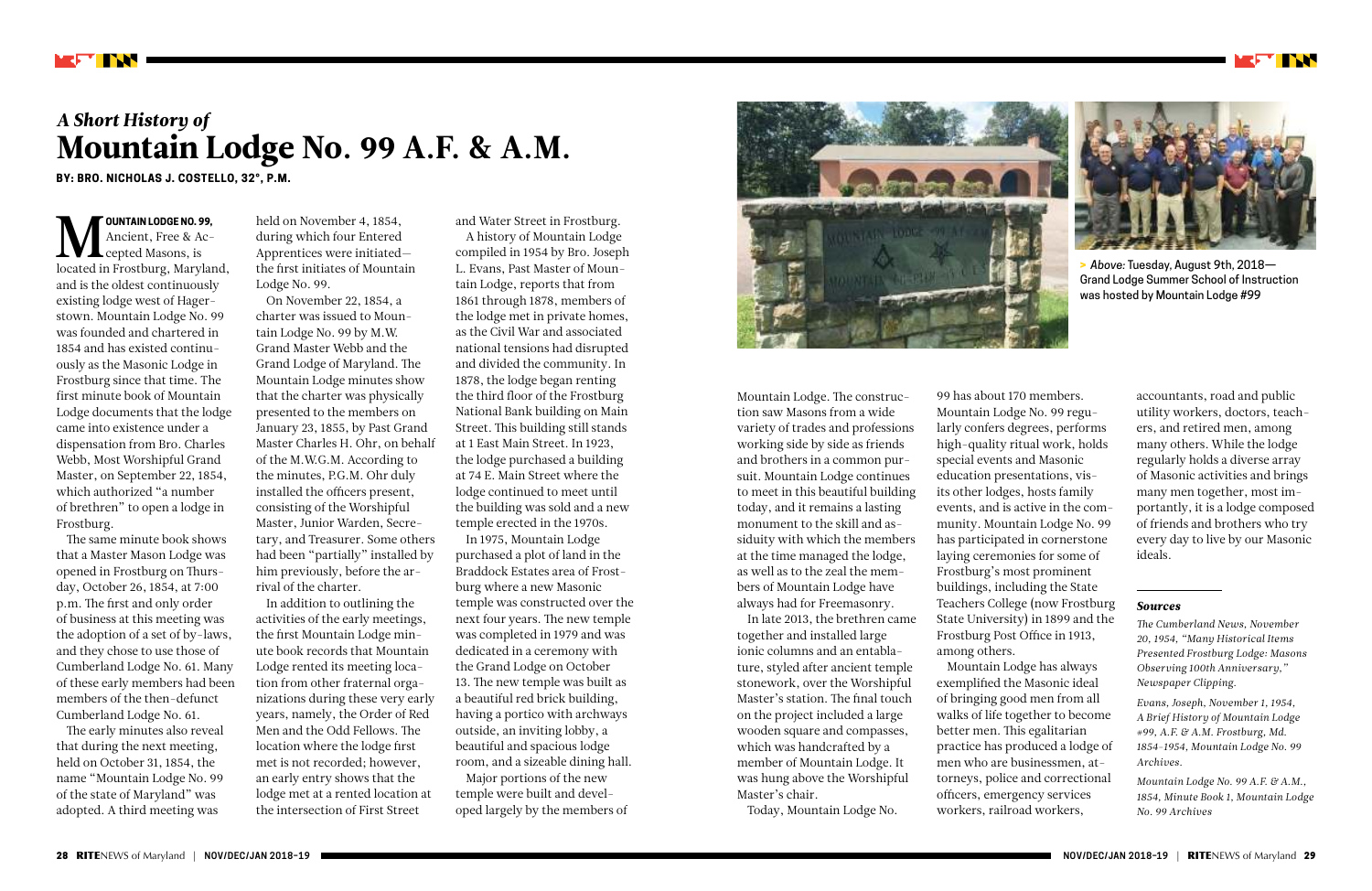# *A Short History of* Mountain Lodge No. 99 A.F. & A.M.

**BY: BRO. NICHOLAS J. COSTELLO, 32°, P.M.**

**MOUNTAIN LODGE NO. 99,** Ancient, Free & Accepted Masons, is located in Frostburg, Maryland, and is the oldest continuously existing lodge west of Hagerstown. Mountain Lodge No. 99 was founded and chartered in 1854 and has existed continuously as the Masonic Lodge in Frostburg since that time. The first minute book of Mountain Lodge documents that the lodge came into existence under a dispensation from Bro. Charles Webb, Most Worshipful Grand Master, on September 22, 1854, which authorized "a number of brethren" to open a lodge in Frostburg.

The same minute book shows that a Master Mason Lodge was opened in Frostburg on Thursday, October 26, 1854, at 7:00 p.m. The first and only order of business at this meeting was the adoption of a set of by-laws, and they chose to use those of Cumberland Lodge No. 61. Many of these early members had been members of the then-defunct Cumberland Lodge No. 61.

The early minutes also reveal that during the next meeting, held on October 31, 1854, the name "Mountain Lodge No. 99 of the state of Maryland" was adopted. A third meeting was held on November 4, 1854, during which four Entered Apprentices were initiated—the first initiates of Mountain Lodge No. 99.

On November 22, 1854, a charter was issued to Mountain Lodge No. 99 by M.W. Grand Master Webb and the Grand Lodge of Maryland. The Mountain Lodge minutes show that the charter was physically presented to the members on January 23, 1855, by Past Grand Master Charles H. Ohr, on behalf of the M.W.G.M. According to the minutes, P.G.M. Ohr duly installed the officers present, consisting of the Worshipful Master, Junior Warden, Secretary, and Treasurer. Some others had been "partially" installed by him previously, before the arrival of the charter.

In addition to outlining the activities of the early meetings, the first Mountain Lodge minute book records that Mountain Lodge rented its meeting location from other fraternal organizations during these very early years, namely, the Order of Red Men and the Odd Fellows. The location where the lodge first met is not recorded; however, an early entry shows that the lodge met at a rented location at the intersection of First Street and Water Street in Frostburg.

A history of Mountain Lodge compiled in 1954 by Bro. Joseph L. Evans, Past Master of Mountain Lodge, reports that from 1861 through 1878, members of the lodge met in private homes, as the Civil War and associated national tensions had disrupted and divided the community. In 1878, the lodge began renting the third floor of the Frostburg National Bank building on Main Street. This building still stands at 1 East Main Street. In 1923, the lodge purchased a building at 74 E. Main Street where the lodge continued to meet until the building was sold and a new temple erected in the 1970s.

In 1975, Mountain Lodge purchased a plot of land in the Braddock Estates area of Frostburg where a new Masonic temple was constructed over the next four years. The new temple was completed in 1979 and was dedicated in a ceremony with the Grand Lodge on October 13. The new temple was built as a beautiful red brick building, having a portico with archways outside, an inviting lobby, a beautiful and spacious lodge room, and a sizeable dining hall.

Major portions of the new temple were built and developed largely by the members of Mountain Lodge. The construction saw Masons from a wide variety of trades and professions working side by side as friends and brothers in a common pursuit. Mountain Lodge continues to meet in this beautiful building today, and it remains a lasting monument to the skill and assiduity with which the members at the time managed the lodge, as well as to the zeal the members of Mountain Lodge have always had for Freemasonry.

In late 2013, the brethren came together and installed large ionic columns and an entablature, styled after ancient temple stonework, over the Worshipful Master's station. The final touch on the project included a large wooden square and compasses, which was handcrafted by a member of Mountain Lodge. It was hung above the Worshipful Master's chair.

Today, Mountain Lodge No. 99 has about 170 members. Mountain Lodge No. 99 regularly confers degrees, performs high-quality ritual work, holds special events and Masonic education presentations, visits its other lodges, hosts family events, and is active in the community. Mountain Lodge No. 99 has participated in cornerstone laying ceremonies for some of Frostburg's most prominent buildings, including the State Teachers College (now Frostburg State University) in 1899 and the Frostburg Post Office in 1913, among others.

Mountain Lodge has always exemplified the Masonic ideal of bringing good men from all walks of life together to become better men. This egalitarian practice has produced a lodge of men who are businessmen, attorneys, police and correctional officers, emergency services workers, railroad workers, accountants, road and public utility workers, doctors, teachers, and retired men, among many others. While the lodge regularly holds a diverse array of Masonic activities and brings many men together, most importantly, it is a lodge composed of friends and brothers who try every day to live by our Masonic ideals.

> *Above:* Tuesday, August 9th, 2018—Grand Lodge Summer School of Instruction was hosted by Mountain Lodge #99

### *Sources*

*The Cumberland News, November 20, 1954, "Many Historical Items Presented Frostburg Lodge: Masons Observing 100th Anniversary," Newspaper Clipping.*

*Evans, Joseph, November 1, 1954, A Brief History of Mountain Lodge #99, A.F. & A.M. Frostburg, Md. 1854–1954, Mountain Lodge No. 99 Archives.*

*Mountain Lodge No. 99 A.F. & A.M., 1854, Minute Book 1, Mountain Lodge No. 99 Archives*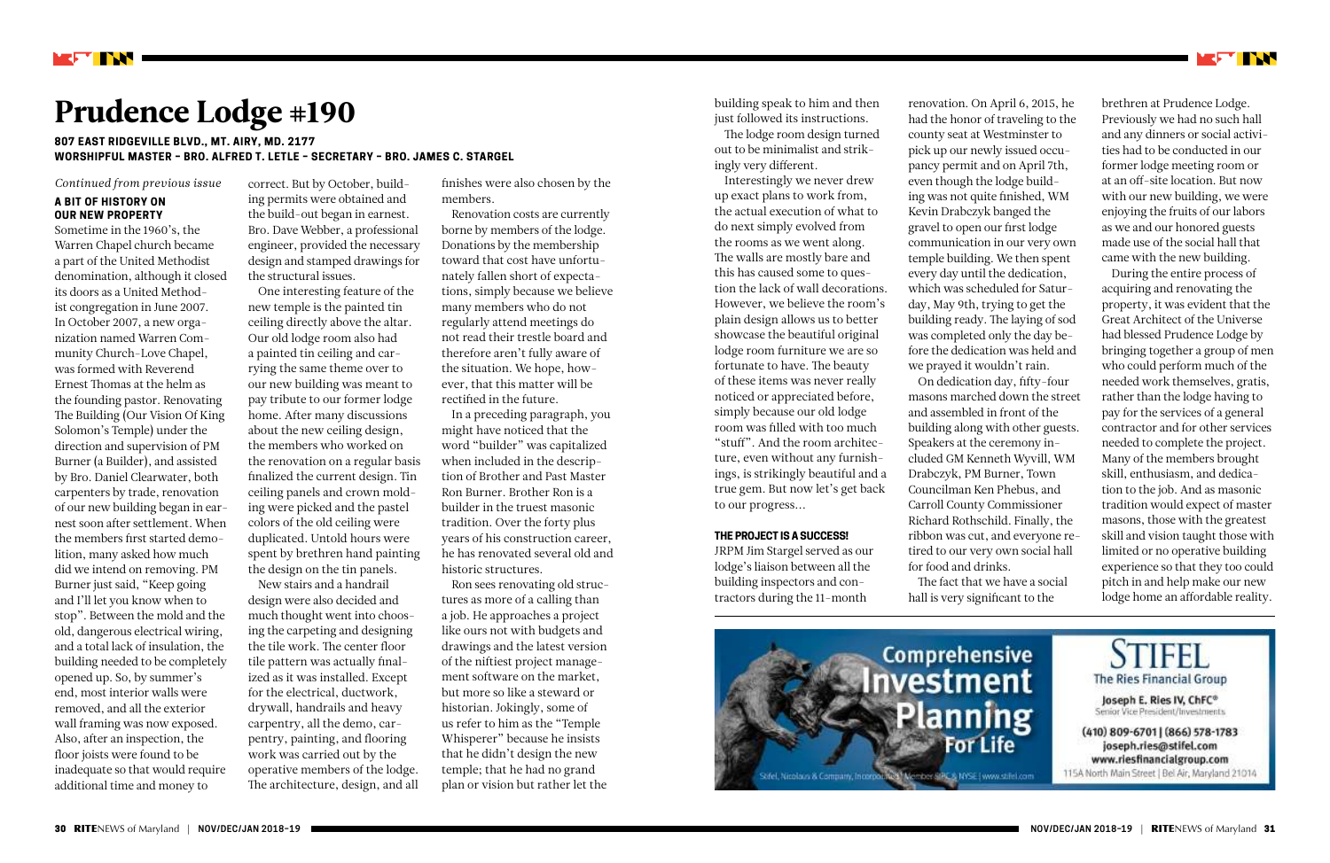# Prudence Lodge #190

**807 EAST RIDGEVILLE BLVD., MT. AIRY, MD. 2177**
**WORSHIPFUL MASTER – BRO. ALFRED T. LETLE – SECRETARY – BRO. JAMES C. STARGEL**

*Continued from previous issue*

### A BIT OF HISTORY ON OUR NEW PROPERTY

Sometime in the 1960's, the Warren Chapel church became a part of the United Methodist denomination, although it closed its doors as a United Methodist congregation in June 2007. In October 2007, a new organization named Warren Community Church-Love Chapel, was formed with Reverend Ernest Thomas at the helm as the founding pastor. Renovating The Building (Our Vision Of King Solomon's Temple) under the direction and supervision of PM Burner (a Builder), and assisted by Bro. Daniel Clearwater, both carpenters by trade, renovation of our new building began in earnest soon after settlement. When the members first started demolition, many asked how much did we intend on removing. PM Burner just said, "Keep going and I'll let you know when to stop". Between the mold and the old, dangerous electrical wiring, and a total lack of insulation, the building needed to be completely opened up. So, by summer's end, most interior walls were removed, and all the exterior wall framing was now exposed. Also, after an inspection, the floor joists were found to be inadequate so that would require additional time and money to correct. But by October, building permits were obtained and the build-out began in earnest. Bro. Dave Webber, a professional engineer, provided the necessary design and stamped drawings for the structural issues.

One interesting feature of the new temple is the painted tin ceiling directly above the altar. Our old lodge room also had a painted tin ceiling and carrying the same theme over to our new building was meant to pay tribute to our former lodge home. After many discussions about the new ceiling design, the members who worked on the renovation on a regular basis finalized the current design. Tin ceiling panels and crown molding were picked and the pastel colors of the old ceiling were duplicated. Untold hours were spent by brethren hand painting the design on the tin panels.

New stairs and a handrail design were also decided and much thought went into choosing the carpeting and designing the tile work. The center floor tile pattern was actually finalized as it was installed. Except for the electrical, ductwork, drywall, handrails and heavy carpentry, all the demo, carpentry, painting, and flooring work was carried out by the operative members of the lodge. The architecture, design, and all finishes were also chosen by the members.

Renovation costs are currently borne by members of the lodge. Donations by the membership toward that cost have unfortunately fallen short of expectations, simply because we believe many members who do not regularly attend meetings do not read their trestle board and therefore aren't fully aware of the situation. We hope, however, that this matter will be rectified in the future.

In a preceding paragraph, you might have noticed that the word "builder" was capitalized when included in the description of Brother and Past Master Ron Burner. Brother Ron is a builder in the truest masonic tradition. Over the forty plus years of his construction career, he has renovated several old and historic structures.

Ron sees renovating old structures as more of a calling than a job. He approaches a project like ours not with budgets and drawings and the latest version of the niftiest project management software on the market, but more so like a steward or historian. Jokingly, some of us refer to him as the "Temple Whisperer" because he insists that he didn't design the new temple; that he had no grand plan or vision but rather let the building speak to him and then just followed its instructions.

The lodge room design turned out to be minimalist and strikingly very different.

Interestingly we never drew up exact plans to work from, the actual execution of what to do next simply evolved from the rooms as we went along. The walls are mostly bare and this has caused some to question the lack of wall decorations. However, we believe the room's plain design allows us to better showcase the beautiful original lodge room furniture we are so fortunate to have. The beauty of these items was never really noticed or appreciated before, simply because our old lodge room was filled with too much "stuff". And the room architecture, even without any furnishings, is strikingly beautiful and a true gem. But now let's get back to our progress...

### THE PROJECT IS A SUCCESS!

JRPM Jim Stargel served as our lodge's liaison between all the building inspectors and contractors during the 11-month renovation. On April 6, 2015, he had the honor of traveling to the county seat at Westminster to pick up our newly issued occupancy permit and on April 7th, even though the lodge building was not quite finished, WM Kevin Drabczyk banged the gavel to open our first lodge communication in our very own temple building. We then spent every day until the dedication, which was scheduled for Saturday, May 9th, trying to get the building ready. The laying of sod was completed only the day before the dedication was held and we prayed it wouldn't rain.

On dedication day, fifty-four masons marched down the street and assembled in front of the building along with other guests. Speakers at the ceremony included GM Kenneth Wyvill, WM Drabczyk, PM Burner, Town Councilman Ken Phebus, and Carroll County Commissioner Richard Rothschild. Finally, the ribbon was cut, and everyone retired to our very own social hall for food and drinks.

The fact that we have a social hall is very significant to the brethren at Prudence Lodge. Previously we had no such hall and any dinners or social activities had to be conducted in our former lodge meeting room or at an off-site location. But now with our new building, we were enjoying the fruits of our labors as we and our honored guests made use of the social hall that came with the new building.

During the entire process of acquiring and renovating the property, it was evident that the Great Architect of the Universe had blessed Prudence Lodge by bringing together a group of men who could perform much of the needed work themselves, gratis, rather than the lodge having to pay for the services of a general contractor and for other services needed to complete the project. Many of the members brought skill, enthusiasm, and dedication to the job. And as masonic tradition would expect of master masons, those with the greatest skill and vision taught those with limited or no operative building experience so that they too could pitch in and help make our new lodge home an affordable reality.

Comprehensive Investment Planning For Life

Stifel, Nicolaus & Company, Incorporated | Member SIPC & NYSE | www.stifel.com

STIFEL
The Ries Financial Group
Joseph E. Ries IV, ChFC®
Senior Vice President/Investments
(410) 809-6701 | (866) 578-1783
joseph.ries@stifel.com
www.riesfinancialgroup.com
115A North Main Street | Bel Air, Maryland 21014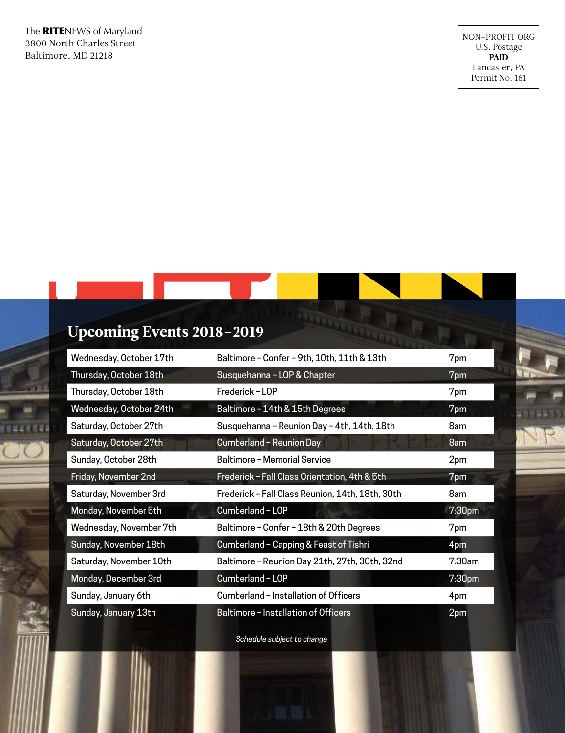The **RITE**NEWS of Maryland
3800 North Charles Street
Baltimore, MD 21218

NON-PROFIT ORG
U.S. Postage
**PAID**
Lancaster, PA
Permit No. 161

## Upcoming Events 2018–2019

| | | |
|---|---|---|
| Wednesday, October 17th | Baltimore – Confer – 9th, 10th, 11th & 13th | 7pm |
| Thursday, October 18th | Susquehanna – LOP & Chapter | 7pm |
| Thursday, October 18th | Frederick – LOP | 7pm |
| Wednesday, October 24th | Baltimore – 14th & 15th Degrees | 7pm |
| Saturday, October 27th | Susquehanna – Reunion Day – 4th, 14th, 18th | 8am |
| Saturday, October 27th | Cumberland – Reunion Day | 8am |
| Sunday, October 28th | Baltimore – Memorial Service | 2pm |
| Friday, November 2nd | Frederick – Fall Class Orientation, 4th & 5th | 7pm |
| Saturday, November 3rd | Frederick – Fall Class Reunion, 14th, 18th, 30th | 8am |
| Monday, November 5th | Cumberland – LOP | 7:30pm |
| Wednesday, November 7th | Baltimore – Confer – 18th & 20th Degrees | 7pm |
| Sunday, November 18th | Cumberland – Capping & Feast of Tishri | 4pm |
| Saturday, November 10th | Baltimore – Reunion Day 21th, 27th, 30th, 32nd | 7:30am |
| Monday, December 3rd | Cumberland – LOP | 7:30pm |
| Sunday, January 6th | Cumberland – Installation of Officers | 4pm |
| Sunday, January 13th | Baltimore – Installation of Officers | 2pm |

*Schedule subject to change*